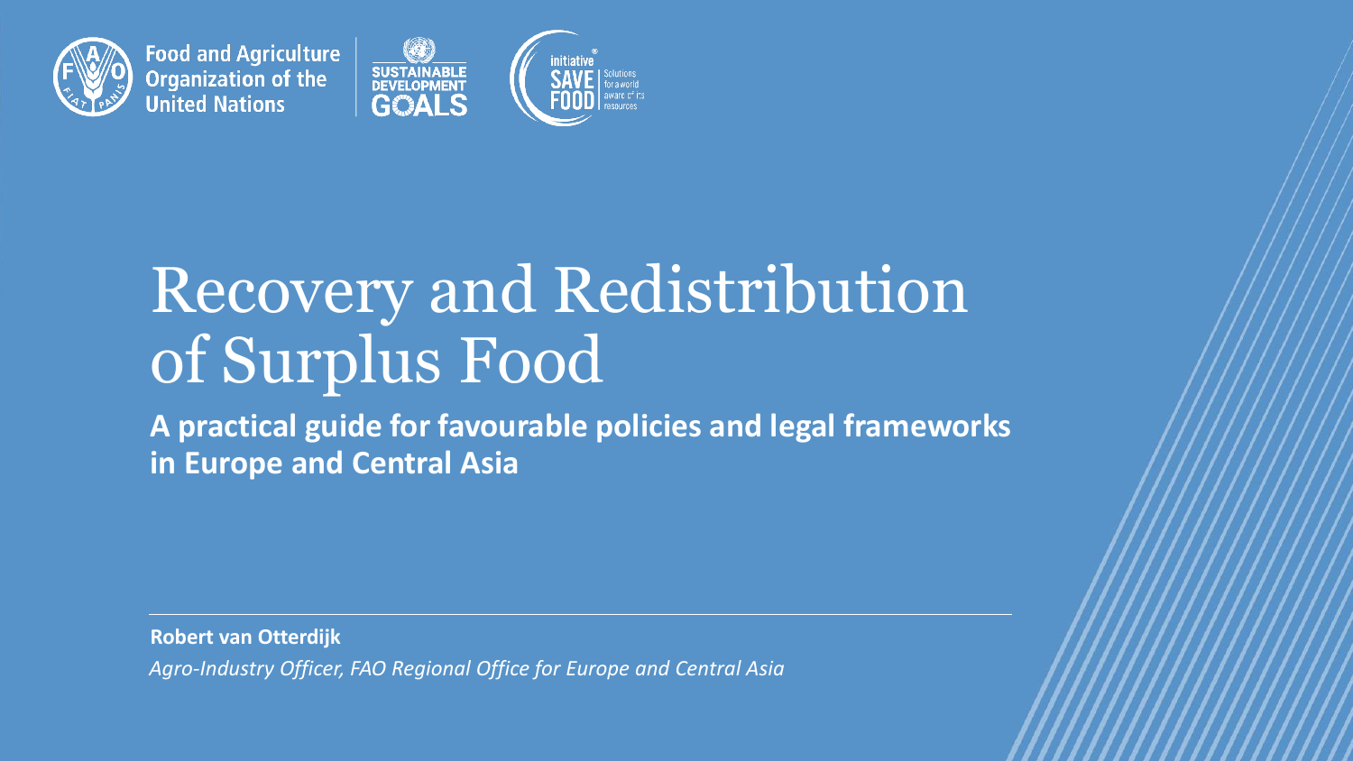Food and Agriculture Organization of the United Nations

SUSTAINABLE DEVELOPMENT GOALS

initiative SAVE FOOD Solutions for a world aware of its resources

# Recovery and Redistribution of Surplus Food

**A practical guide for favourable policies and legal frameworks in Europe and Central Asia**

**Robert van Otterdijk**

*Agro-Industry Officer, FAO Regional Office for Europe and Central Asia*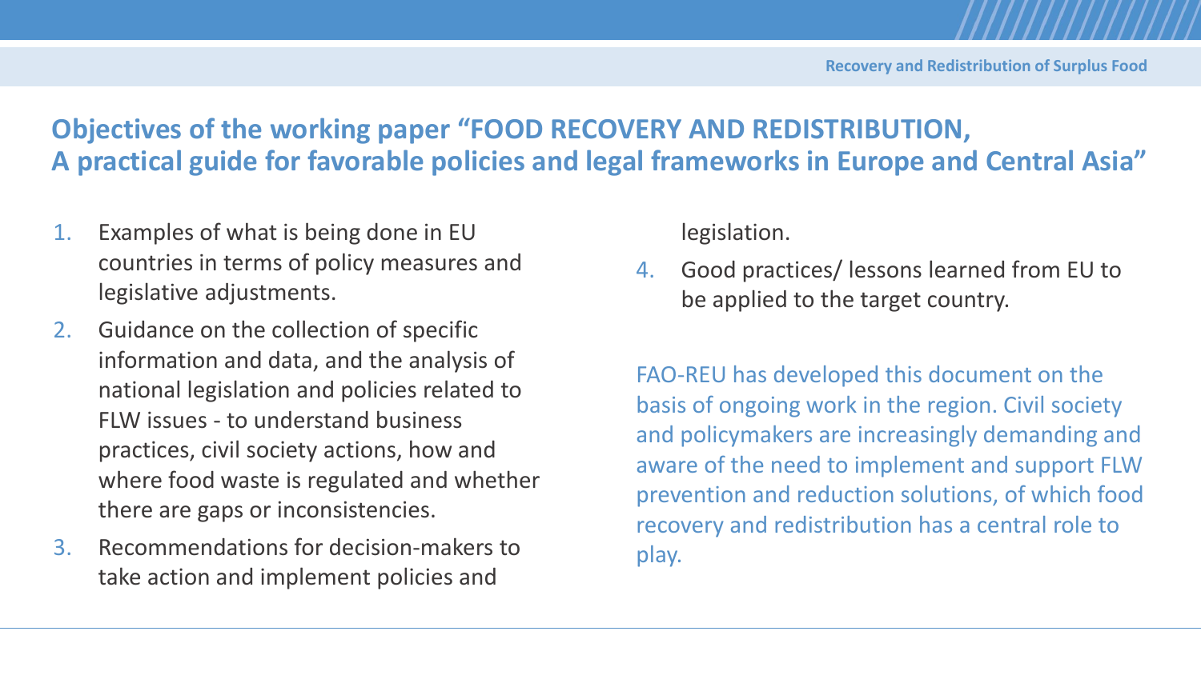## Objectives of the working paper "FOOD RECOVERY AND REDISTRIBUTION, A practical guide for favorable policies and legal frameworks in Europe and Central Asia"

1. Examples of what is being done in EU countries in terms of policy measures and legislative adjustments.
2. Guidance on the collection of specific information and data, and the analysis of national legislation and policies related to FLW issues - to understand business practices, civil society actions, how and where food waste is regulated and whether there are gaps or inconsistencies.
3. Recommendations for decision-makers to take action and implement policies and legislation.
4. Good practices/ lessons learned from EU to be applied to the target country.

FAO-REU has developed this document on the basis of ongoing work in the region. Civil society and policymakers are increasingly demanding and aware of the need to implement and support FLW prevention and reduction solutions, of which food recovery and redistribution has a central role to play.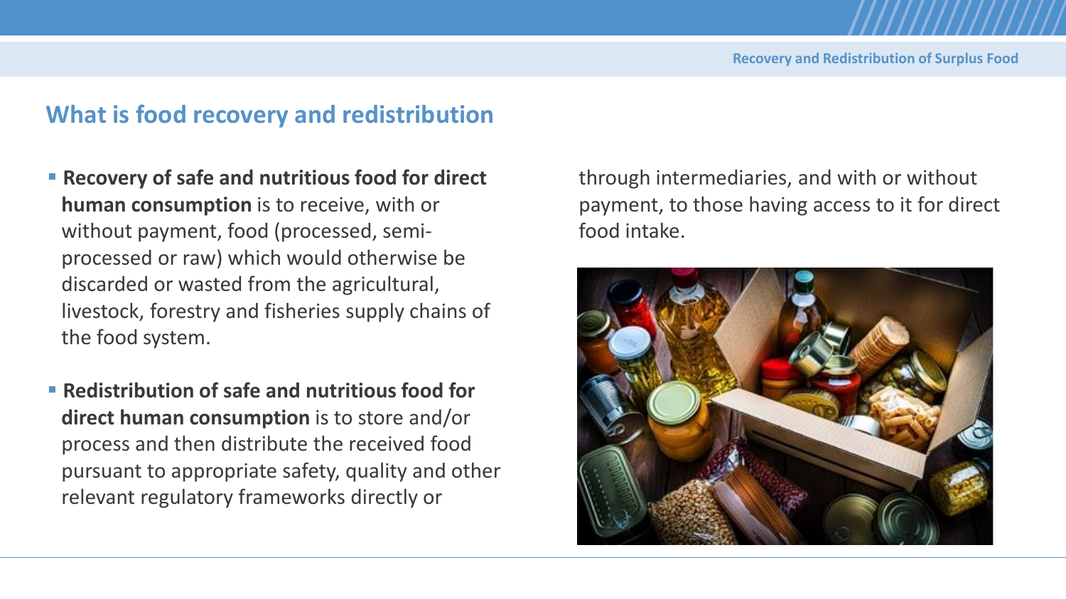## What is food recovery and redistribution

- **Recovery of safe and nutritious food for direct human consumption** is to receive, with or without payment, food (processed, semi-processed or raw) which would otherwise be discarded or wasted from the agricultural, livestock, forestry and fisheries supply chains of the food system.
- **Redistribution of safe and nutritious food for direct human consumption** is to store and/or process and then distribute the received food pursuant to appropriate safety, quality and other relevant regulatory frameworks directly or through intermediaries, and with or without payment, to those having access to it for direct food intake.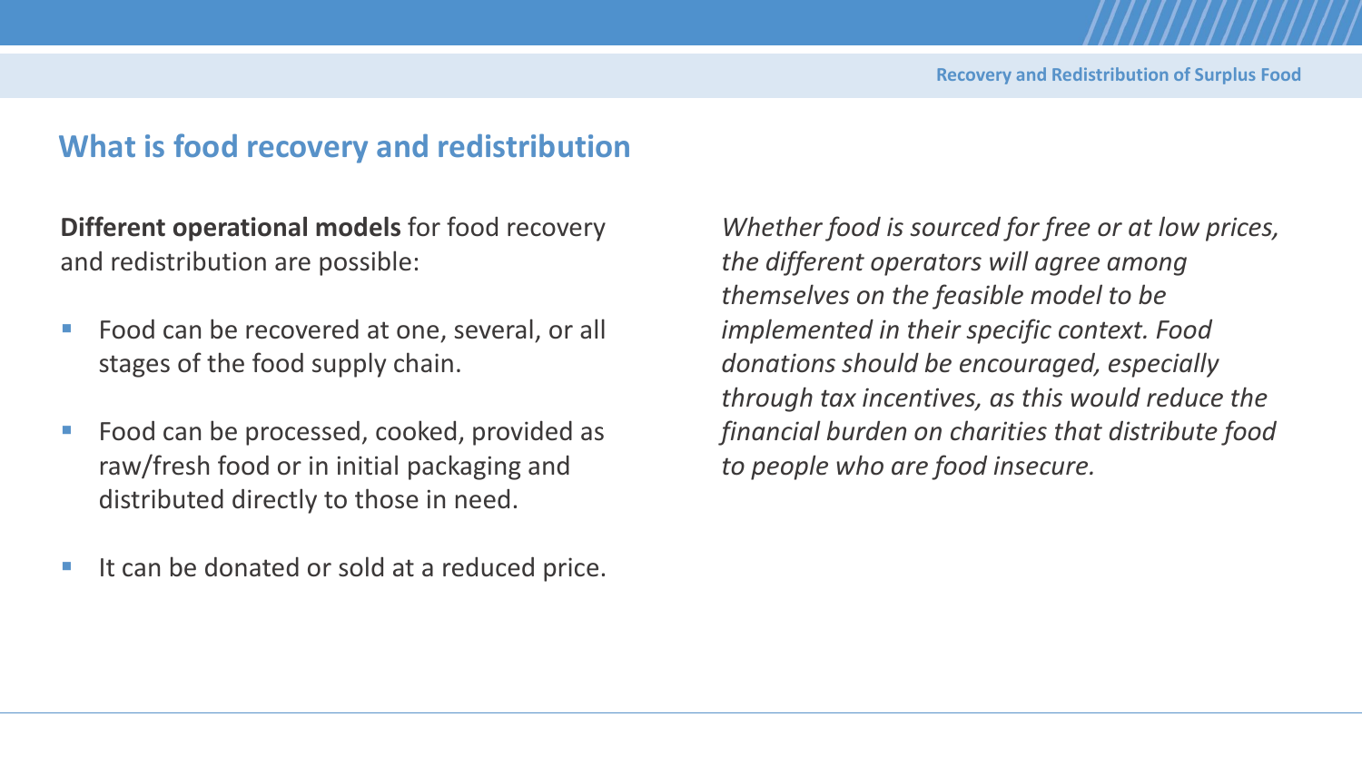## What is food recovery and redistribution

**Different operational models** for food recovery and redistribution are possible:

- Food can be recovered at one, several, or all stages of the food supply chain.
- Food can be processed, cooked, provided as raw/fresh food or in initial packaging and distributed directly to those in need.
- It can be donated or sold at a reduced price.

*Whether food is sourced for free or at low prices, the different operators will agree among themselves on the feasible model to be implemented in their specific context. Food donations should be encouraged, especially through tax incentives, as this would reduce the financial burden on charities that distribute food to people who are food insecure.*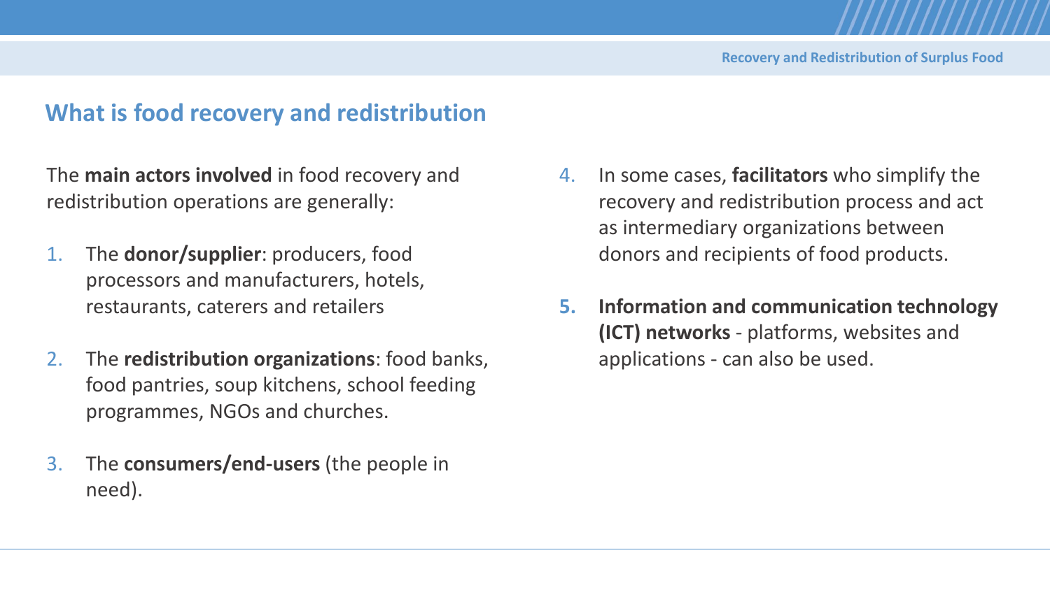## What is food recovery and redistribution

The **main actors involved** in food recovery and redistribution operations are generally:

1. The **donor/supplier**: producers, food processors and manufacturers, hotels, restaurants, caterers and retailers
2. The **redistribution organizations**: food banks, food pantries, soup kitchens, school feeding programmes, NGOs and churches.
3. The **consumers/end-users** (the people in need).
4. In some cases, **facilitators** who simplify the recovery and redistribution process and act as intermediary organizations between donors and recipients of food products.
5. **Information and communication technology (ICT) networks** - platforms, websites and applications - can also be used.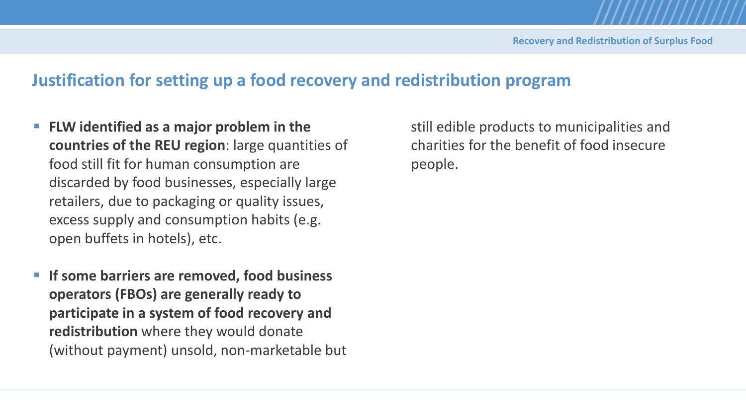## Justification for setting up a food recovery and redistribution program

- **FLW identified as a major problem in the countries of the REU region**: large quantities of food still fit for human consumption are discarded by food businesses, especially large retailers, due to packaging or quality issues, excess supply and consumption habits (e.g. open buffets in hotels), etc.

- **If some barriers are removed, food business operators (FBOs) are generally ready to participate in a system of food recovery and redistribution** where they would donate (without payment) unsold, non-marketable but still edible products to municipalities and charities for the benefit of food insecure people.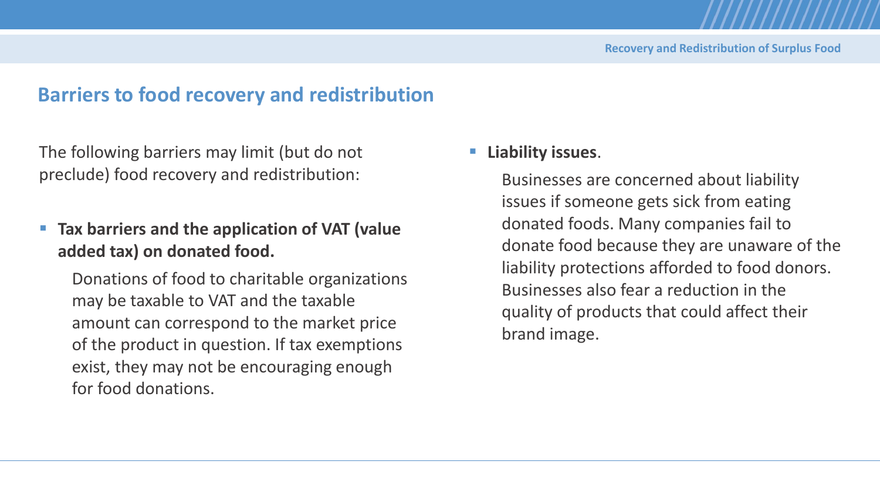## Barriers to food recovery and redistribution

The following barriers may limit (but do not preclude) food recovery and redistribution:

- **Tax barriers and the application of VAT (value added tax) on donated food.**

  Donations of food to charitable organizations may be taxable to VAT and the taxable amount can correspond to the market price of the product in question. If tax exemptions exist, they may not be encouraging enough for food donations.

- **Liability issues**.

  Businesses are concerned about liability issues if someone gets sick from eating donated foods. Many companies fail to donate food because they are unaware of the liability protections afforded to food donors. Businesses also fear a reduction in the quality of products that could affect their brand image.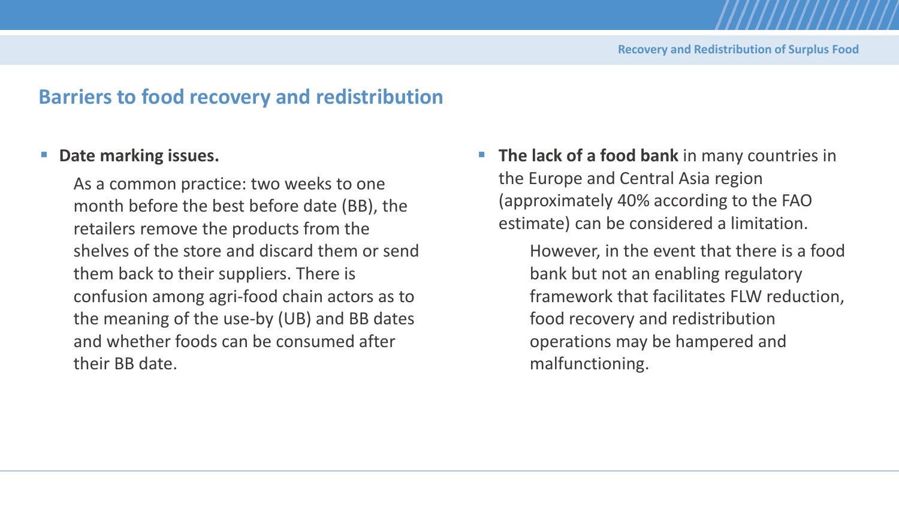## Barriers to food recovery and redistribution

- **Date marking issues.**

  As a common practice: two weeks to one month before the best before date (BB), the retailers remove the products from the shelves of the store and discard them or send them back to their suppliers. There is confusion among agri-food chain actors as to the meaning of the use-by (UB) and BB dates and whether foods can be consumed after their BB date.

- **The lack of a food bank** in many countries in the Europe and Central Asia region (approximately 40% according to the FAO estimate) can be considered a limitation.

  However, in the event that there is a food bank but not an enabling regulatory framework that facilitates FLW reduction, food recovery and redistribution operations may be hampered and malfunctioning.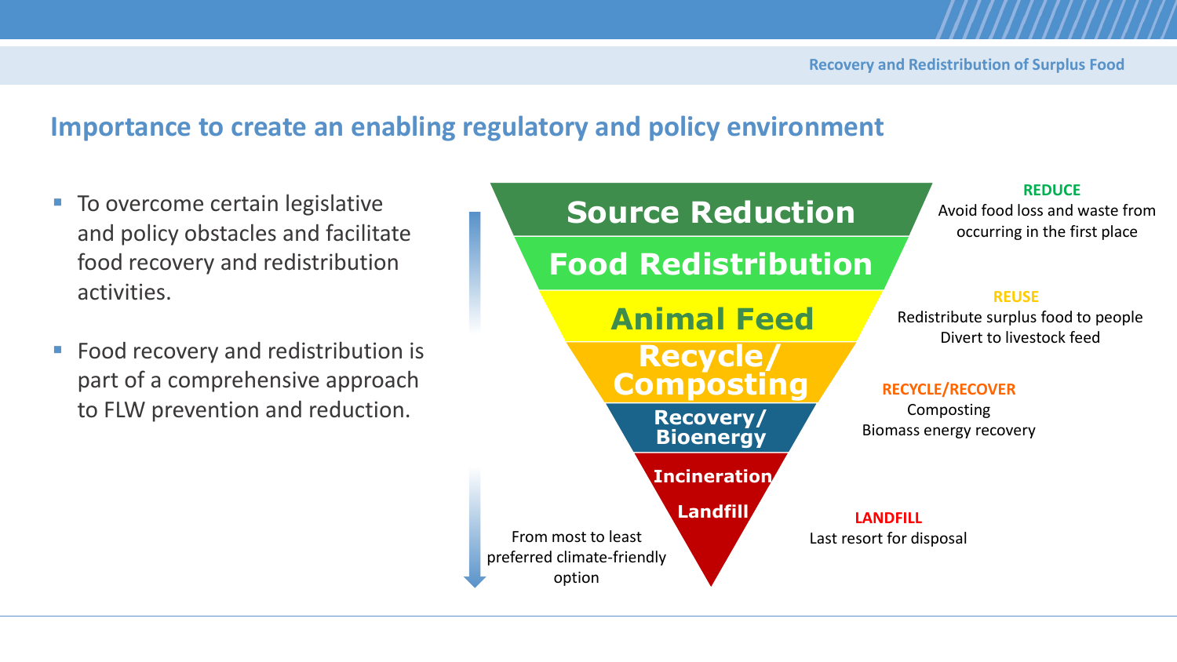## Importance to create an enabling regulatory and policy environment

- To overcome certain legislative and policy obstacles and facilitate food recovery and redistribution activities.
- Food recovery and redistribution is part of a comprehensive approach to FLW prevention and reduction.

**Source Reduction**

**Food Redistribution**

**Animal Feed**

**Recycle/ Composting**

**Recovery/ Bioenergy**

**Incineration**

**Landfill**

From most to least preferred climate-friendly option

**REDUCE**
Avoid food loss and waste from occurring in the first place

**REUSE**
Redistribute surplus food to people
Divert to livestock feed

**RECYCLE/RECOVER**
Composting
Biomass energy recovery

**LANDFILL**
Last resort for disposal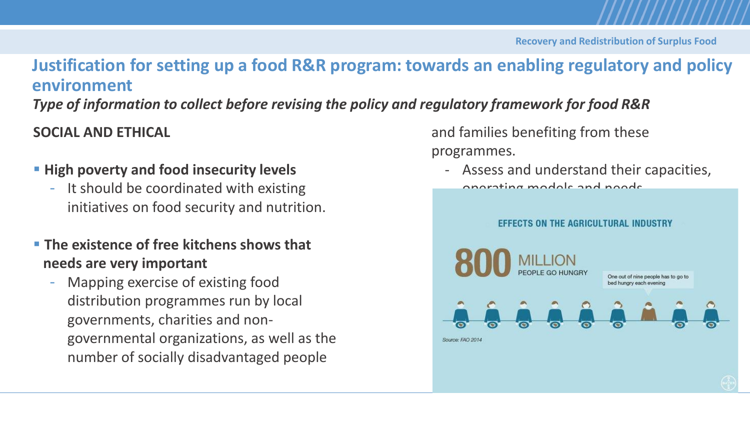## Justification for setting up a food R&R program: towards an enabling regulatory and policy environment

*Type of information to collect before revising the policy and regulatory framework for food R&R*

**SOCIAL AND ETHICAL**

- **High poverty and food insecurity levels**
  - It should be coordinated with existing initiatives on food security and nutrition.
- **The existence of free kitchens shows that needs are very important**
  - Mapping exercise of existing food distribution programmes run by local governments, charities and non-governmental organizations, as well as the number of socially disadvantaged people and families benefiting from these programmes.
  - Assess and understand their capacities, operating models and needs

EFFECTS ON THE AGRICULTURAL INDUSTRY

800 MILLION PEOPLE GO HUNGRY

One out of nine people has to go to bed hungry each evening

Source: FAO 2014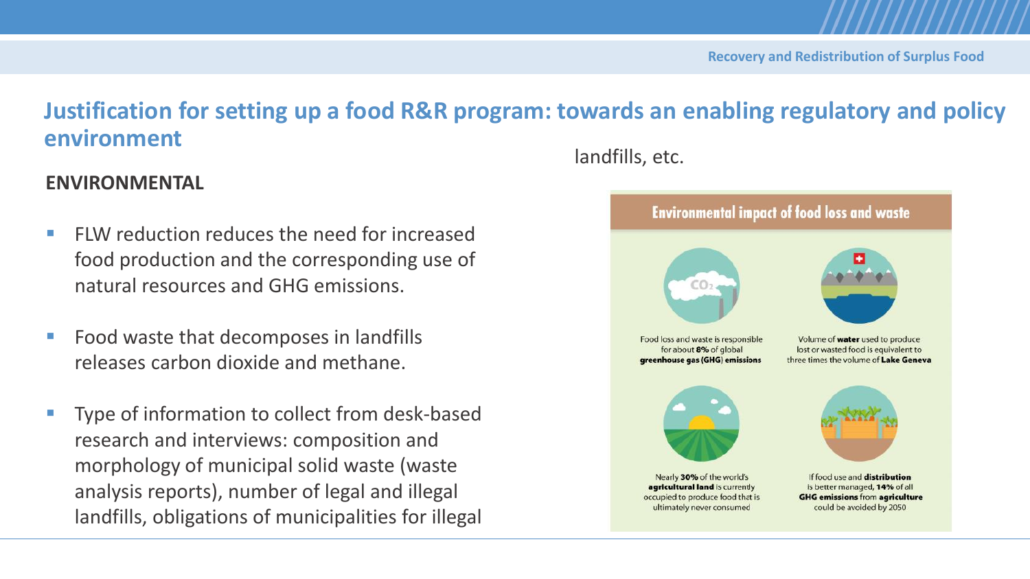## Justification for setting up a food R&R program: towards an enabling regulatory and policy environment

### ENVIRONMENTAL

- FLW reduction reduces the need for increased food production and the corresponding use of natural resources and GHG emissions.
- Food waste that decomposes in landfills releases carbon dioxide and methane.
- Type of information to collect from desk-based research and interviews: composition and morphology of municipal solid waste (waste analysis reports), number of legal and illegal landfills, obligations of municipalities for illegal landfills, etc.

**Environmental impact of food loss and waste**

- Food loss and waste is responsible for about **8%** of global **greenhouse gas (GHG) emissions**
- Volume of **water** used to produce lost or wasted food is equivalent to three times the volume of **Lake Geneva**
- Nearly **30%** of the world's **agricultural land** is currently occupied to produce food that is ultimately never consumed
- If food use and **distribution** is better managed, **14%** of all **GHG emissions** from **agriculture** could be avoided by 2050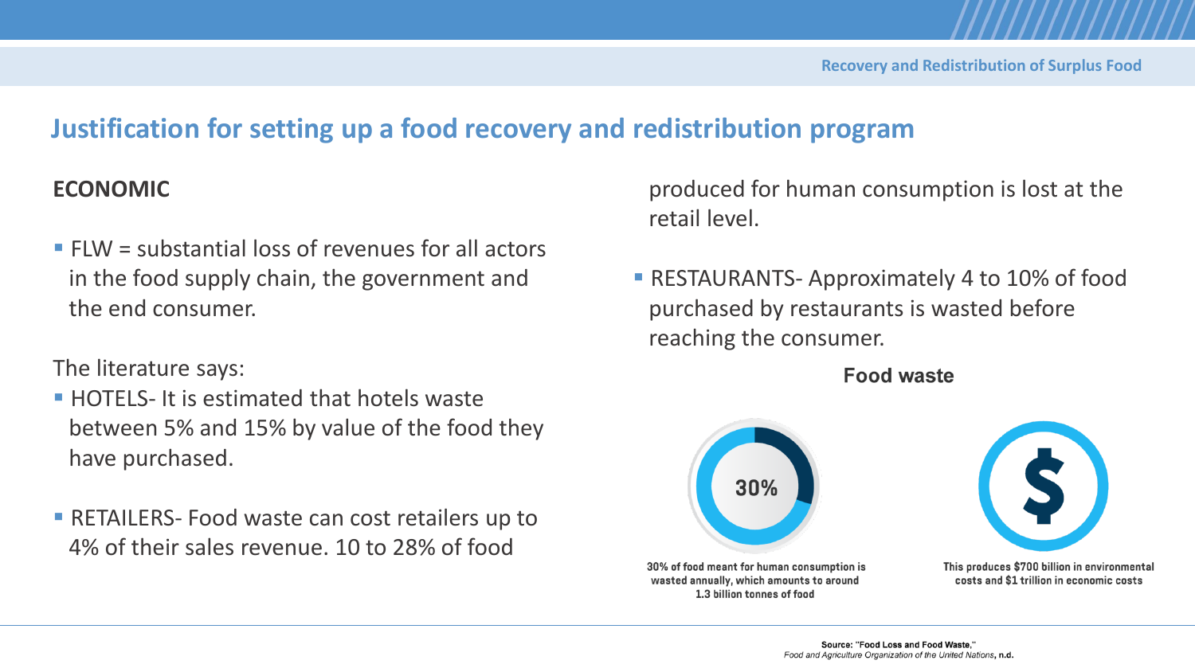## Justification for setting up a food recovery and redistribution program

**ECONOMIC**

- FLW = substantial loss of revenues for all actors in the food supply chain, the government and the end consumer.

The literature says:

- HOTELS- It is estimated that hotels waste between 5% and 15% by value of the food they have purchased.
- RETAILERS- Food waste can cost retailers up to 4% of their sales revenue. 10 to 28% of food produced for human consumption is lost at the retail level.
- RESTAURANTS- Approximately 4 to 10% of food purchased by restaurants is wasted before reaching the consumer.

**Food waste**

30%

30% of food meant for human consumption is wasted annually, which amounts to around 1.3 billion tonnes of food

This produces $700 billion in environmental costs and $1 trillion in economic costs

Source: "Food Loss and Food Waste," *Food and Agriculture Organization of the United Nations*, n.d.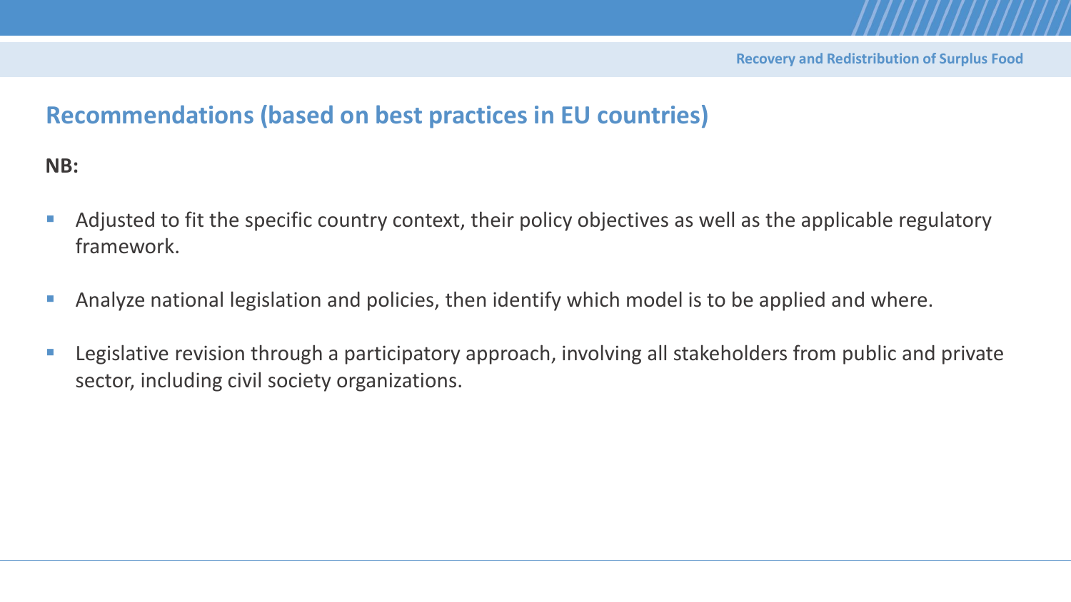## Recommendations (based on best practices in EU countries)

**NB:**

- Adjusted to fit the specific country context, their policy objectives as well as the applicable regulatory framework.
- Analyze national legislation and policies, then identify which model is to be applied and where.
- Legislative revision through a participatory approach, involving all stakeholders from public and private sector, including civil society organizations.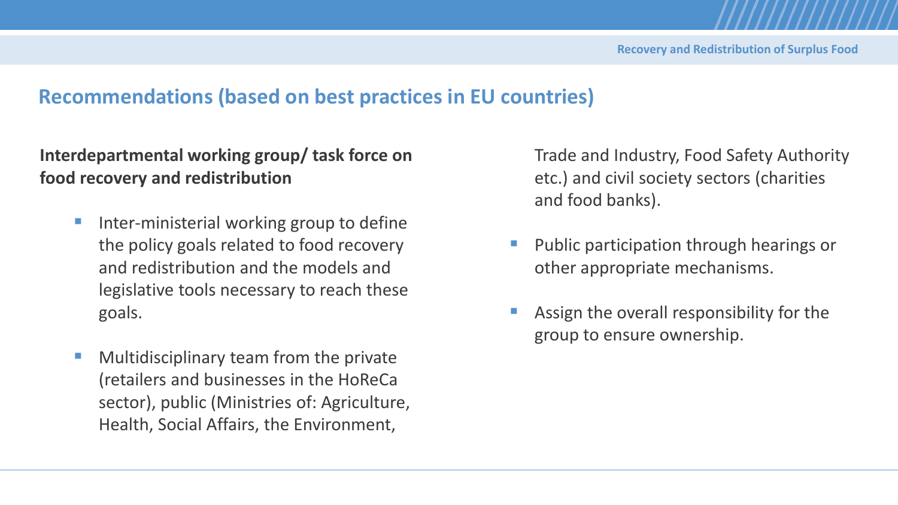## Recommendations (based on best practices in EU countries)

**Interdepartmental working group/ task force on food recovery and redistribution**

- Inter-ministerial working group to define the policy goals related to food recovery and redistribution and the models and legislative tools necessary to reach these goals.
- Multidisciplinary team from the private (retailers and businesses in the HoReCa sector), public (Ministries of: Agriculture, Health, Social Affairs, the Environment, Trade and Industry, Food Safety Authority etc.) and civil society sectors (charities and food banks).
- Public participation through hearings or other appropriate mechanisms.
- Assign the overall responsibility for the group to ensure ownership.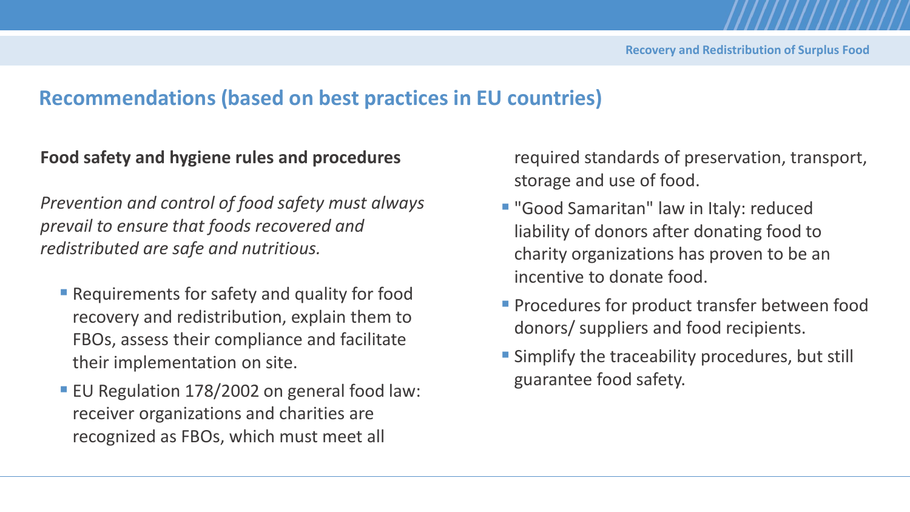## Recommendations (based on best practices in EU countries)

**Food safety and hygiene rules and procedures**

*Prevention and control of food safety must always prevail to ensure that foods recovered and redistributed are safe and nutritious.*

- Requirements for safety and quality for food recovery and redistribution, explain them to FBOs, assess their compliance and facilitate their implementation on site.
- EU Regulation 178/2002 on general food law: receiver organizations and charities are recognized as FBOs, which must meet all required standards of preservation, transport, storage and use of food.
- "Good Samaritan" law in Italy: reduced liability of donors after donating food to charity organizations has proven to be an incentive to donate food.
- Procedures for product transfer between food donors/ suppliers and food recipients.
- Simplify the traceability procedures, but still guarantee food safety.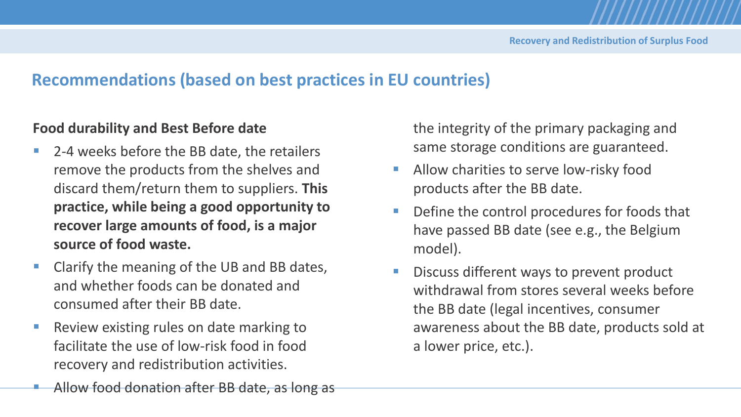## Recommendations (based on best practices in EU countries)

**Food durability and Best Before date**

- 2-4 weeks before the BB date, the retailers remove the products from the shelves and discard them/return them to suppliers. **This practice, while being a good opportunity to recover large amounts of food, is a major source of food waste.**
- Clarify the meaning of the UB and BB dates, and whether foods can be donated and consumed after their BB date.
- Review existing rules on date marking to facilitate the use of low-risk food in food recovery and redistribution activities.
- Allow food donation after BB date, as long as the integrity of the primary packaging and same storage conditions are guaranteed.
- Allow charities to serve low-risky food products after the BB date.
- Define the control procedures for foods that have passed BB date (see e.g., the Belgium model).
- Discuss different ways to prevent product withdrawal from stores several weeks before the BB date (legal incentives, consumer awareness about the BB date, products sold at a lower price, etc.).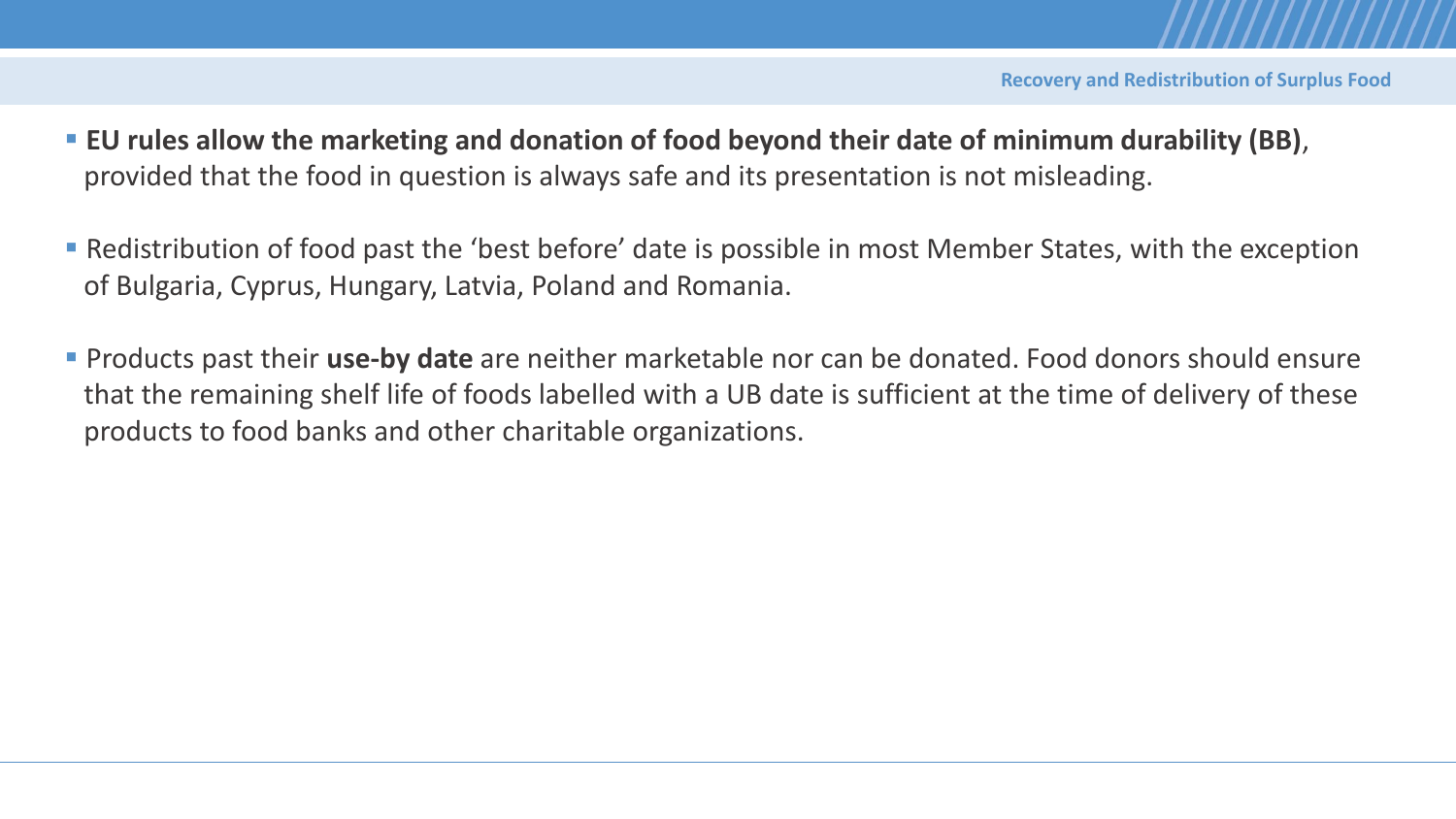- **EU rules allow the marketing and donation of food beyond their date of minimum durability (BB)**, provided that the food in question is always safe and its presentation is not misleading.

- Redistribution of food past the 'best before' date is possible in most Member States, with the exception of Bulgaria, Cyprus, Hungary, Latvia, Poland and Romania.

- Products past their **use-by date** are neither marketable nor can be donated. Food donors should ensure that the remaining shelf life of foods labelled with a UB date is sufficient at the time of delivery of these products to food banks and other charitable organizations.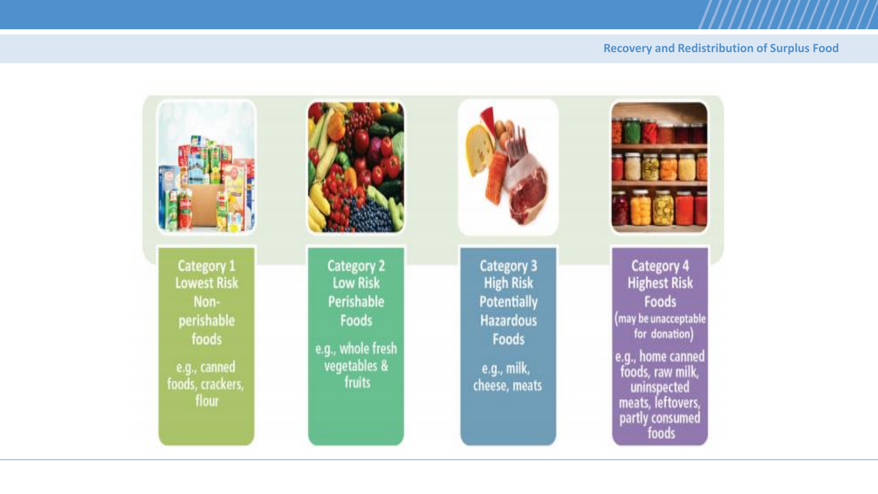**Category 1**
**Lowest Risk**
**Non-perishable foods**

e.g., canned foods, crackers, flour

**Category 2**
**Low Risk**
**Perishable Foods**

e.g., whole fresh vegetables & fruits

**Category 3**
**High Risk**
**Potentially Hazardous Foods**

e.g., milk, cheese, meats

**Category 4**
**Highest Risk**
**Foods**
(may be unacceptable for donation)

e.g., home canned foods, raw milk, uninspected meats, leftovers, partly consumed foods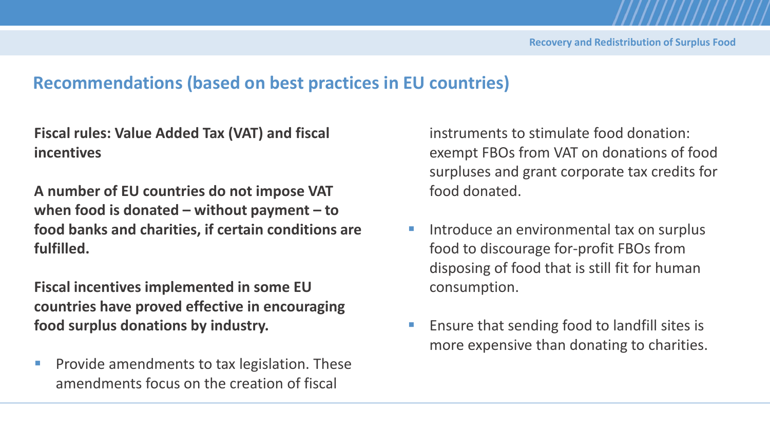## Recommendations (based on best practices in EU countries)

**Fiscal rules: Value Added Tax (VAT) and fiscal incentives**

**A number of EU countries do not impose VAT when food is donated – without payment – to food banks and charities, if certain conditions are fulfilled.**

**Fiscal incentives implemented in some EU countries have proved effective in encouraging food surplus donations by industry.**

- Provide amendments to tax legislation. These amendments focus on the creation of fiscal instruments to stimulate food donation: exempt FBOs from VAT on donations of food surpluses and grant corporate tax credits for food donated.
- Introduce an environmental tax on surplus food to discourage for-profit FBOs from disposing of food that is still fit for human consumption.
- Ensure that sending food to landfill sites is more expensive than donating to charities.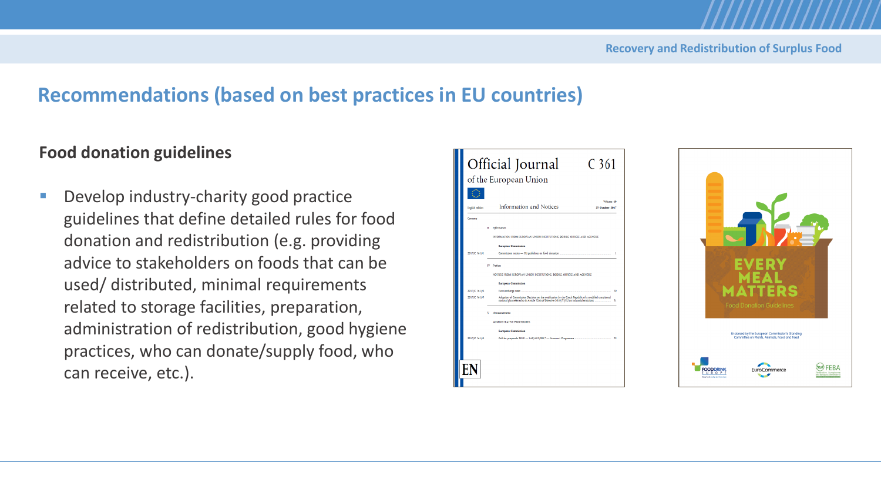## Recommendations (based on best practices in EU countries)

### Food donation guidelines

- Develop industry-charity good practice guidelines that define detailed rules for food donation and redistribution (e.g. providing advice to stakeholders on foods that can be used/ distributed, minimal requirements related to storage facilities, preparation, administration of redistribution, good hygiene practices, who can donate/supply food, who can receive, etc.).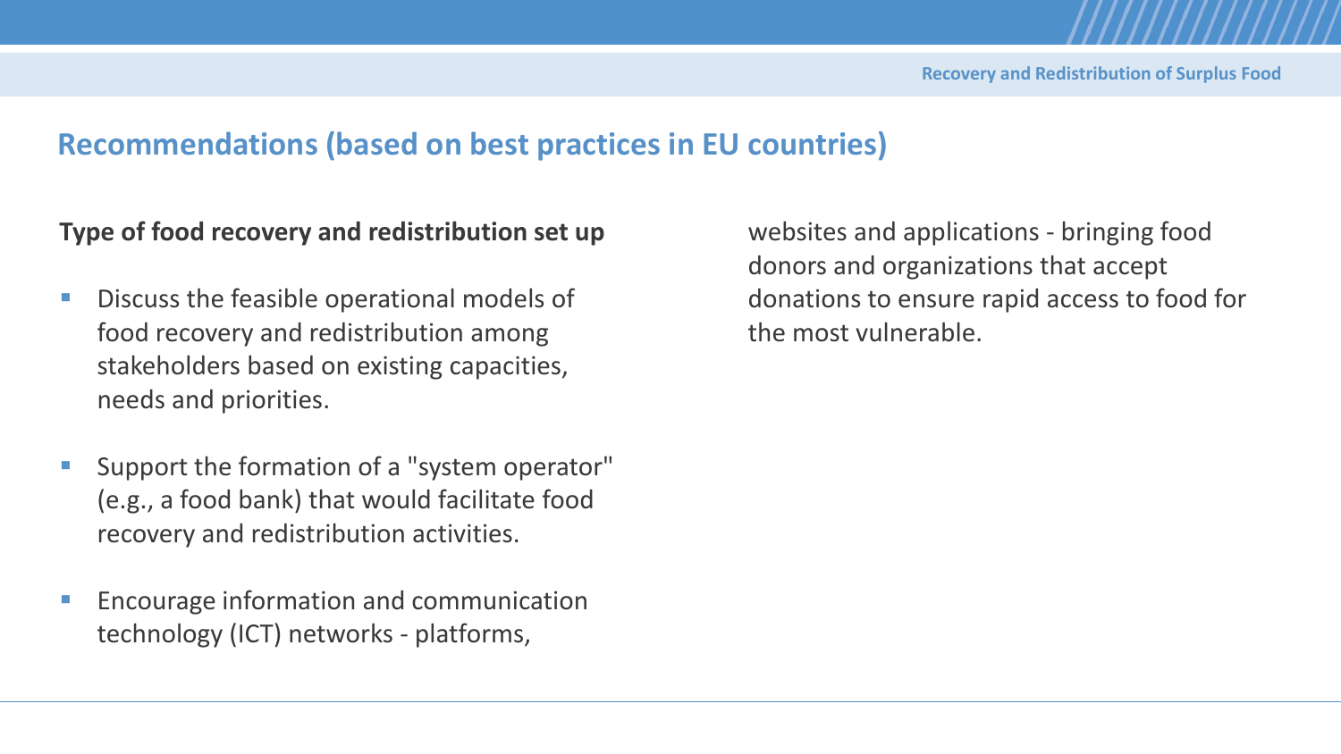## Recommendations (based on best practices in EU countries)

**Type of food recovery and redistribution set up**

- Discuss the feasible operational models of food recovery and redistribution among stakeholders based on existing capacities, needs and priorities.
- Support the formation of a "system operator" (e.g., a food bank) that would facilitate food recovery and redistribution activities.
- Encourage information and communication technology (ICT) networks - platforms, websites and applications - bringing food donors and organizations that accept donations to ensure rapid access to food for the most vulnerable.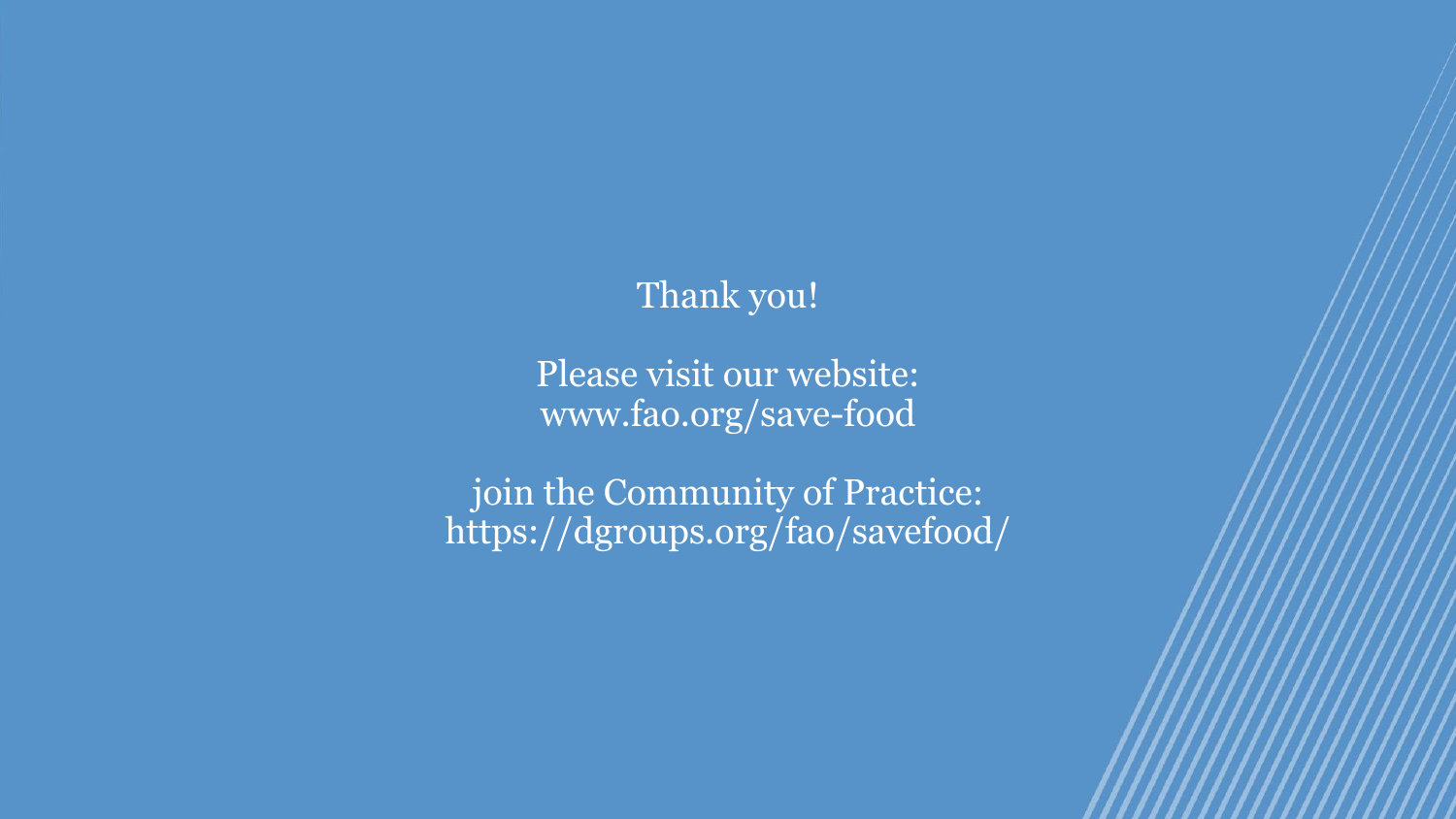Thank you!

Please visit our website:
www.fao.org/save-food

join the Community of Practice:
https://dgroups.org/fao/savefood/